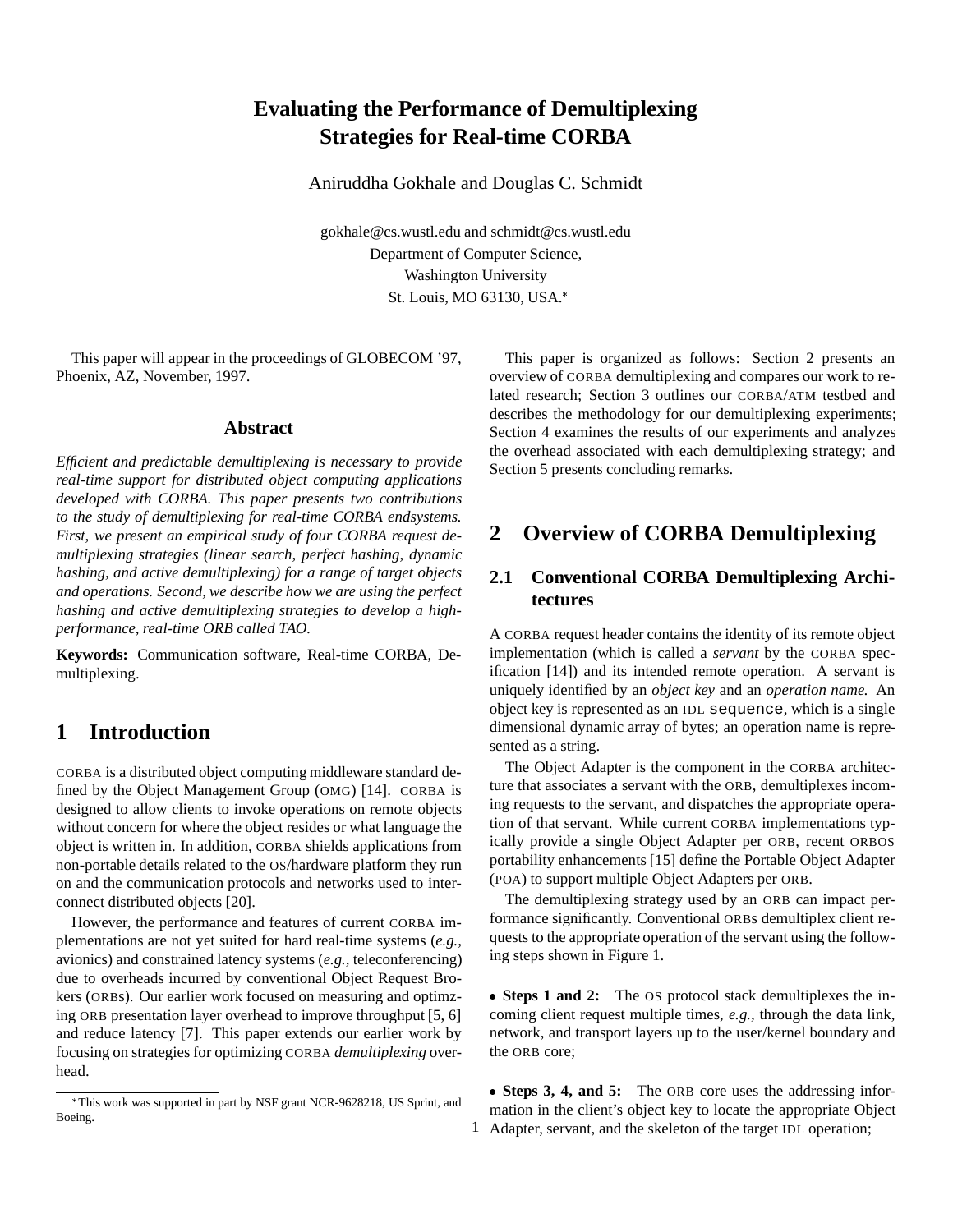# Evaluating the Performance of Demultiplexing Strategies for Real-time CORBA

Aniruddha Gokhale and Douglas C. Schmidt

gokhale@cs.wustl.edu and schmidt@cs.wustl.edu
Department of Computer Science,
Washington University
St. Louis, MO 63130, USA.*

This paper will appear in the proceedings of GLOBECOM '97, Phoenix, AZ, November, 1997.

### Abstract

*Efficient and predictable demultiplexing is necessary to provide real-time support for distributed object computing applications developed with CORBA. This paper presents two contributions to the study of demultiplexing for real-time CORBA endsystems. First, we present an empirical study of four CORBA request demultiplexing strategies (linear search, perfect hashing, dynamic hashing, and active demultiplexing) for a range of target objects and operations. Second, we describe how we are using the perfect hashing and active demultiplexing strategies to develop a high-performance, real-time ORB called TAO.*

**Keywords:** Communication software, Real-time CORBA, Demultiplexing.

## 1 Introduction

CORBA is a distributed object computing middleware standard defined by the Object Management Group (OMG) [14]. CORBA is designed to allow clients to invoke operations on remote objects without concern for where the object resides or what language the object is written in. In addition, CORBA shields applications from non-portable details related to the OS/hardware platform they run on and the communication protocols and networks used to interconnect distributed objects [20].

However, the performance and features of current CORBA implementations are not yet suited for hard real-time systems (*e.g.,* avionics) and constrained latency systems (*e.g.,* teleconferencing) due to overheads incurred by conventional Object Request Brokers (ORBs). Our earlier work focused on measuring and optimzing ORB presentation layer overhead to improve throughput [5, 6] and reduce latency [7]. This paper extends our earlier work by focusing on strategies for optimizing CORBA *demultiplexing* overhead.

*This work was supported in part by NSF grant NCR-9628218, US Sprint, and Boeing.

This paper is organized as follows: Section 2 presents an overview of CORBA demultiplexing and compares our work to related research; Section 3 outlines our CORBA/ATM testbed and describes the methodology for our demultiplexing experiments; Section 4 examines the results of our experiments and analyzes the overhead associated with each demultiplexing strategy; and Section 5 presents concluding remarks.

## 2 Overview of CORBA Demultiplexing

### 2.1 Conventional CORBA Demultiplexing Architectures

A CORBA request header contains the identity of its remote object implementation (which is called a *servant* by the CORBA specification [14]) and its intended remote operation. A servant is uniquely identified by an *object key* and an *operation name.* An object key is represented as an IDL `sequence`, which is a single dimensional dynamic array of bytes; an operation name is represented as a string.

The Object Adapter is the component in the CORBA architecture that associates a servant with the ORB, demultiplexes incoming requests to the servant, and dispatches the appropriate operation of that servant. While current CORBA implementations typically provide a single Object Adapter per ORB, recent ORBOS portability enhancements [15] define the Portable Object Adapter (POA) to support multiple Object Adapters per ORB.

The demultiplexing strategy used by an ORB can impact performance significantly. Conventional ORBs demultiplex client requests to the appropriate operation of the servant using the following steps shown in Figure 1.

- **Steps 1 and 2:** The OS protocol stack demultiplexes the incoming client request multiple times, *e.g.,* through the data link, network, and transport layers up to the user/kernel boundary and the ORB core;

- **Steps 3, 4, and 5:** The ORB core uses the addressing information in the client's object key to locate the appropriate Object Adapter, servant, and the skeleton of the target IDL operation;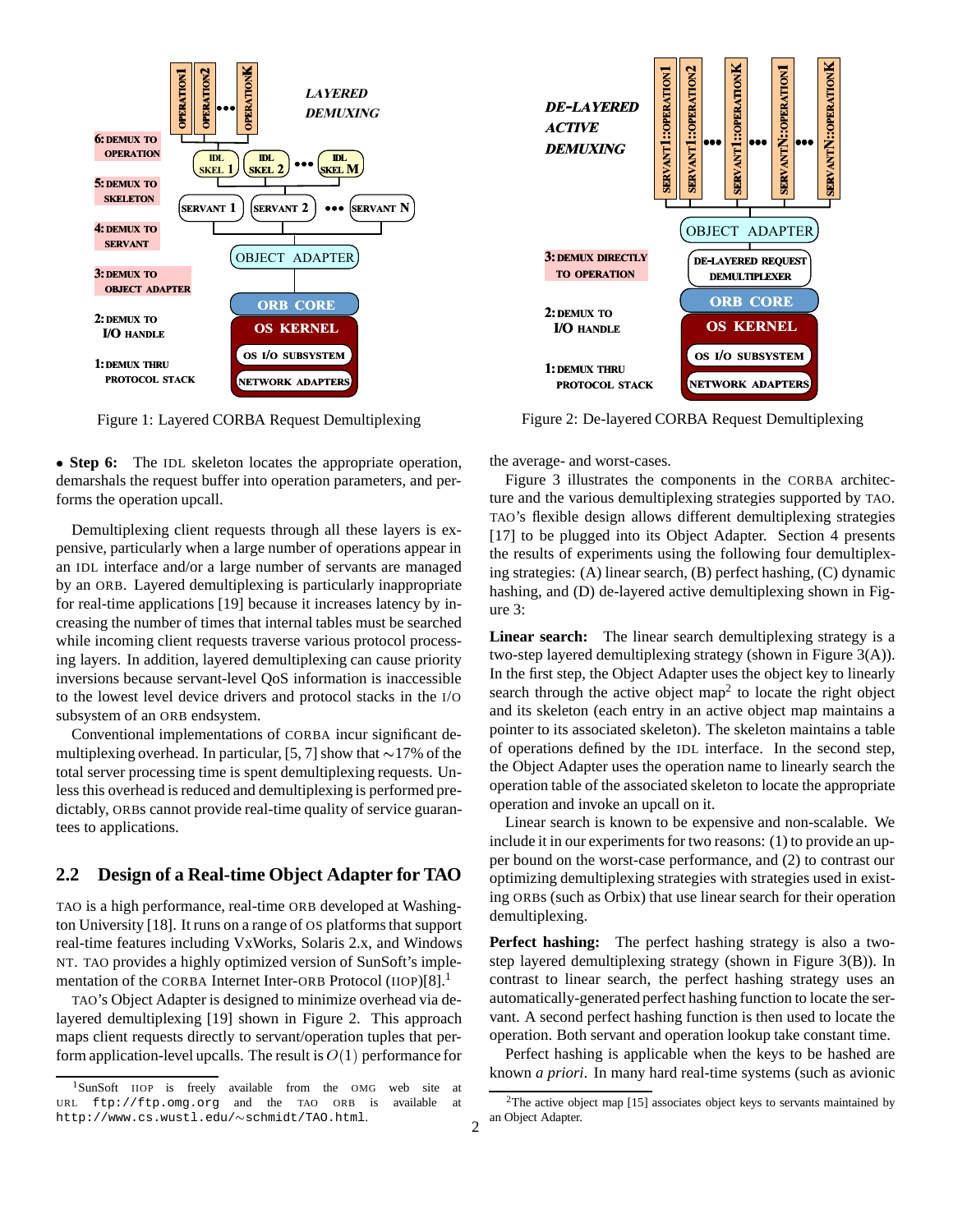Figure 1: Layered CORBA Request Demultiplexing

Figure 2: De-layered CORBA Request Demultiplexing

- **Step 6:** The IDL skeleton locates the appropriate operation, demarshals the request buffer into operation parameters, and performs the operation upcall.

Demultiplexing client requests through all these layers is expensive, particularly when a large number of operations appear in an IDL interface and/or a large number of servants are managed by an ORB. Layered demultiplexing is particularly inappropriate for real-time applications [19] because it increases latency by increasing the number of times that internal tables must be searched while incoming client requests traverse various protocol processing layers. In addition, layered demultiplexing can cause priority inversions because servant-level QoS information is inaccessible to the lowest level device drivers and protocol stacks in the I/O subsystem of an ORB endsystem.

Conventional implementations of CORBA incur significant demultiplexing overhead. In particular, [5, 7] show that ~17% of the total server processing time is spent demultiplexing requests. Unless this overhead is reduced and demultiplexing is performed predictably, ORBs cannot provide real-time quality of service guarantees to applications.

## 2.2 Design of a Real-time Object Adapter for TAO

TAO is a high performance, real-time ORB developed at Washington University [18]. It runs on a range of OS platforms that support real-time features including VxWorks, Solaris 2.x, and Windows NT. TAO provides a highly optimized version of SunSoft's implementation of the CORBA Internet Inter-ORB Protocol (IIOP)[8].[1]

TAO's Object Adapter is designed to minimize overhead via de-layered demultiplexing [19] shown in Figure 2. This approach maps client requests directly to servant/operation tuples that perform application-level upcalls. The result is $O(1)$ performance for the average- and worst-cases.

Figure 3 illustrates the components in the CORBA architecture and the various demultiplexing strategies supported by TAO. TAO's flexible design allows different demultiplexing strategies [17] to be plugged into its Object Adapter. Section 4 presents the results of experiments using the following four demultiplexing strategies: (A) linear search, (B) perfect hashing, (C) dynamic hashing, and (D) de-layered active demultiplexing shown in Figure 3:

**Linear search:** The linear search demultiplexing strategy is a two-step layered demultiplexing strategy (shown in Figure 3(A)). In the first step, the Object Adapter uses the object key to linearly search through the active object map[2] to locate the right object and its skeleton (each entry in an active object map maintains a pointer to its associated skeleton). The skeleton maintains a table of operations defined by the IDL interface. In the second step, the Object Adapter uses the operation name to linearly search the operation table of the associated skeleton to locate the appropriate operation and invoke an upcall on it.

Linear search is known to be expensive and non-scalable. We include it in our experiments for two reasons: (1) to provide an upper bound on the worst-case performance, and (2) to contrast our optimizing demultiplexing strategies with strategies used in existing ORBs (such as Orbix) that use linear search for their operation demultiplexing.

**Perfect hashing:** The perfect hashing strategy is also a two-step layered demultiplexing strategy (shown in Figure 3(B)). In contrast to linear search, the perfect hashing strategy uses an automatically-generated perfect hashing function to locate the servant. A second perfect hashing function is then used to locate the operation. Both servant and operation lookup take constant time.

Perfect hashing is applicable when the keys to be hashed are known *a priori*. In many hard real-time systems (such as avionic

[1] SunSoft IIOP is freely available from the OMG web site at URL `ftp://ftp.omg.org` and the TAO ORB is available at `http://www.cs.wustl.edu/~schmidt/TAO.html`.

[2] The active object map [15] associates object keys to servants maintained by an Object Adapter.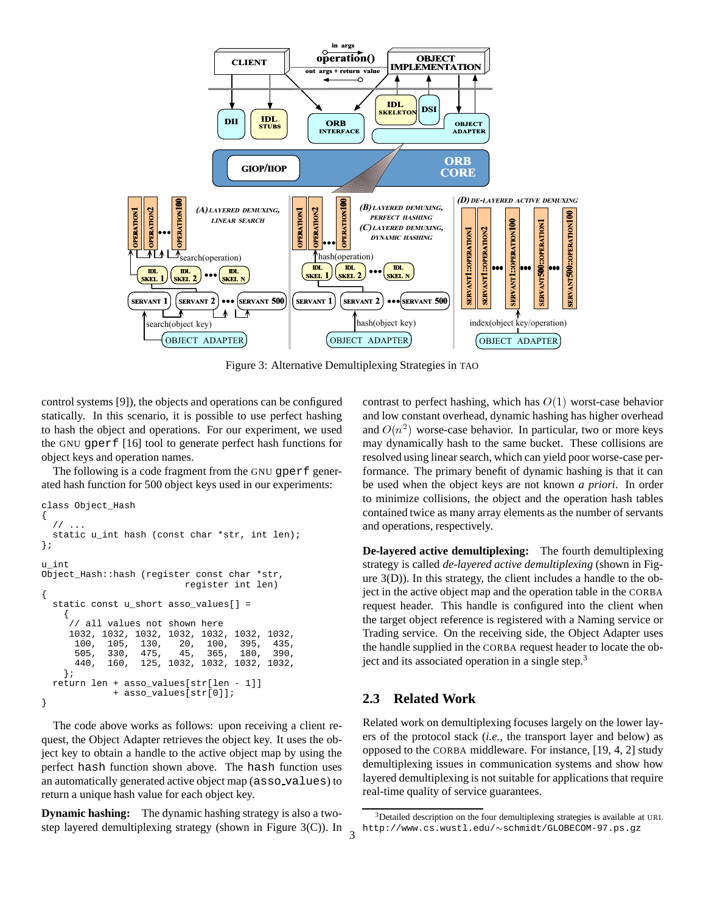Figure 3: Alternative Demultiplexing Strategies in TAO

control systems [9]), the objects and operations can be configured statically. In this scenario, it is possible to use perfect hashing to hash the object and operations. For our experiment, we used the GNU `gperf` [16] tool to generate perfect hash functions for object keys and operation names.

The following is a code fragment from the GNU `gperf` generated hash function for 500 object keys used in our experiments:

```
class Object_Hash
{
  // ...
  static u_int hash (const char *str, int len);
};

u_int
Object_Hash::hash (register const char *str,
                   register int len)
{
  static const u_short asso_values[] =
    {
     // all values not shown here
     1032, 1032, 1032, 1032, 1032, 1032, 1032,
      100,  105,  130,   20,  100,  395,  435,
      505,  330,  475,   45,  365,  180,  390,
      440,  160,  125, 1032, 1032, 1032, 1032,
    };
  return len + asso_values[str[len - 1]]
             + asso_values[str[0]];
}
```

The code above works as follows: upon receiving a client request, the Object Adapter retrieves the object key. It uses the object key to obtain a handle to the active object map by using the perfect `hash` function shown above. The `hash` function uses an automatically generated active object map (`asso_values`) to return a unique hash value for each object key.

**Dynamic hashing:** The dynamic hashing strategy is also a two-step layered demultiplexing strategy (shown in Figure 3(C)). In contrast to perfect hashing, which has $O(1)$ worst-case behavior and low constant overhead, dynamic hashing has higher overhead and $O(n^2)$ worse-case behavior. In particular, two or more keys may dynamically hash to the same bucket. These collisions are resolved using linear search, which can yield poor worse-case performance. The primary benefit of dynamic hashing is that it can be used when the object keys are not known *a priori*. In order to minimize collisions, the object and the operation hash tables contained twice as many array elements as the number of servants and operations, respectively.

**De-layered active demultiplexing:** The fourth demultiplexing strategy is called *de-layered active demultiplexing* (shown in Figure 3(D)). In this strategy, the client includes a handle to the object in the active object map and the operation table in the CORBA request header. This handle is configured into the client when the target object reference is registered with a Naming service or Trading service. On the receiving side, the Object Adapter uses the handle supplied in the CORBA request header to locate the object and its associated operation in a single step.[3]

## 2.3 Related Work

Related work on demultiplexing focuses largely on the lower layers of the protocol stack (*i.e.*, the transport layer and below) as opposed to the CORBA middleware. For instance, [19, 4, 2] study demultiplexing issues in communication systems and show how layered demultiplexing is not suitable for applications that require real-time quality of service guarantees.

[3] Detailed description on the four demultiplexing strategies is available at URL `http://www.cs.wustl.edu/~schmidt/GLOBECOM-97.ps.gz`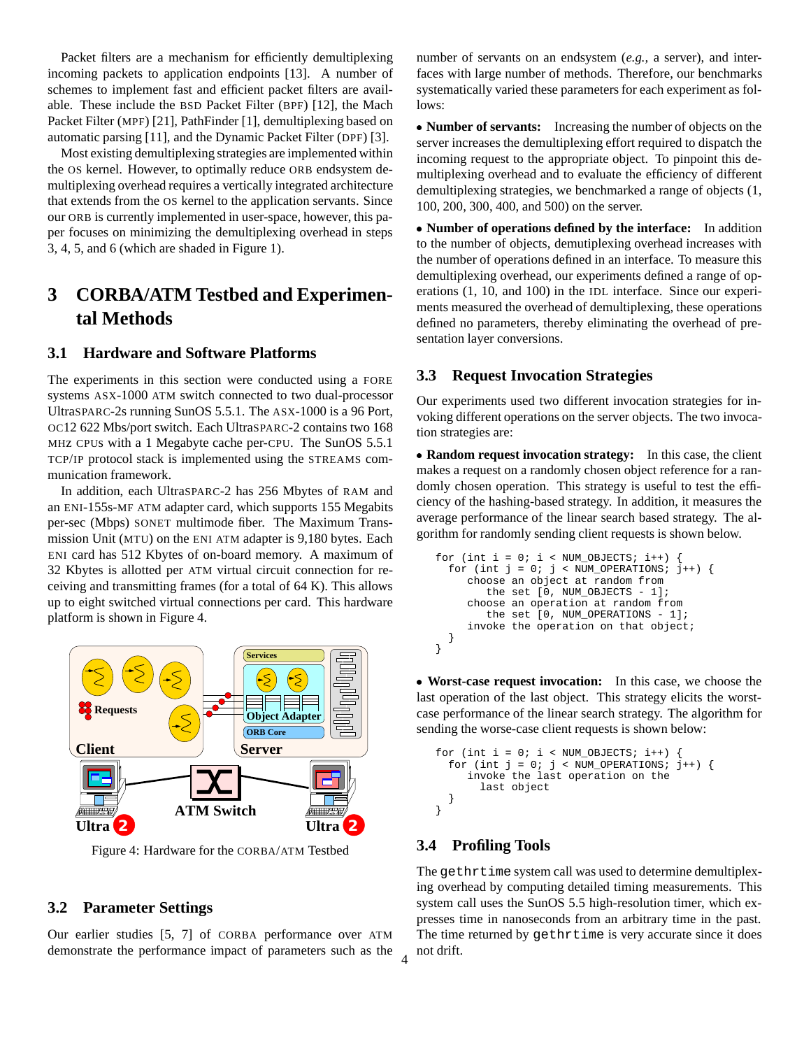Packet filters are a mechanism for efficiently demultiplexing incoming packets to application endpoints [13]. A number of schemes to implement fast and efficient packet filters are available. These include the BSD Packet Filter (BPF) [12], the Mach Packet Filter (MPF) [21], PathFinder [1], demultiplexing based on automatic parsing [11], and the Dynamic Packet Filter (DPF) [3].

Most existing demultiplexing strategies are implemented within the OS kernel. However, to optimally reduce ORB endsystem demultiplexing overhead requires a vertically integrated architecture that extends from the OS kernel to the application servants. Since our ORB is currently implemented in user-space, however, this paper focuses on minimizing the demultiplexing overhead in steps 3, 4, 5, and 6 (which are shaded in Figure 1).

# 3 CORBA/ATM Testbed and Experimental Methods

## 3.1 Hardware and Software Platforms

The experiments in this section were conducted using a FORE systems ASX-1000 ATM switch connected to two dual-processor UltraSPARC-2s running SunOS 5.5.1. The ASX-1000 is a 96 Port, OC12 622 Mbs/port switch. Each UltraSPARC-2 contains two 168 MHz CPUs with a 1 Megabyte cache per-CPU. The SunOS 5.5.1 TCP/IP protocol stack is implemented using the STREAMS communication framework.

In addition, each UltraSPARC-2 has 256 Mbytes of RAM and an ENI-155s-MF ATM adapter card, which supports 155 Megabits per-sec (Mbps) SONET multimode fiber. The Maximum Transmission Unit (MTU) on the ENI ATM adapter is 9,180 bytes. Each ENI card has 512 Kbytes of on-board memory. A maximum of 32 Kbytes is allotted per ATM virtual circuit connection for receiving and transmitting frames (for a total of 64 K). This allows up to eight switched virtual connections per card. This hardware platform is shown in Figure 4.

Figure 4: Hardware for the CORBA/ATM Testbed

## 3.2 Parameter Settings

Our earlier studies [5, 7] of CORBA performance over ATM demonstrate the performance impact of parameters such as the number of servants on an endsystem (*e.g.,* a server), and interfaces with large number of methods. Therefore, our benchmarks systematically varied these parameters for each experiment as follows:

- **Number of servants:** Increasing the number of objects on the server increases the demultiplexing effort required to dispatch the incoming request to the appropriate object. To pinpoint this demultiplexing overhead and to evaluate the efficiency of different demultiplexing strategies, we benchmarked a range of objects (1, 100, 200, 300, 400, and 500) on the server.

- **Number of operations defined by the interface:** In addition to the number of objects, demutiplexing overhead increases with the number of operations defined in an interface. To measure this demultiplexing overhead, our experiments defined a range of operations (1, 10, and 100) in the IDL interface. Since our experiments measured the overhead of demultiplexing, these operations defined no parameters, thereby eliminating the overhead of presentation layer conversions.

## 3.3 Request Invocation Strategies

Our experiments used two different invocation strategies for invoking different operations on the server objects. The two invocation strategies are:

- **Random request invocation strategy:** In this case, the client makes a request on a randomly chosen object reference for a randomly chosen operation. This strategy is useful to test the efficiency of the hashing-based strategy. In addition, it measures the average performance of the linear search based strategy. The algorithm for randomly sending client requests is shown below.

```
for (int i = 0; i < NUM_OBJECTS; i++) {
  for (int j = 0; j < NUM_OPERATIONS; j++) {
     choose an object at random from
        the set [0, NUM_OBJECTS - 1];
     choose an operation at random from
        the set [0, NUM_OPERATIONS - 1];
     invoke the operation on that object;
  }
}
```

- **Worst-case request invocation:** In this case, we choose the last operation of the last object. This strategy elicits the worst-case performance of the linear search strategy. The algorithm for sending the worse-case client requests is shown below:

```
for (int i = 0; i < NUM_OBJECTS; i++) {
  for (int j = 0; j < NUM_OPERATIONS; j++) {
     invoke the last operation on the
       last object
  }
}
```

## 3.4 Profiling Tools

The `gethrtime` system call was used to determine demultiplexing overhead by computing detailed timing measurements. This system call uses the SunOS 5.5 high-resolution timer, which expresses time in nanoseconds from an arbitrary time in the past. The time returned by `gethrtime` is very accurate since it does not drift.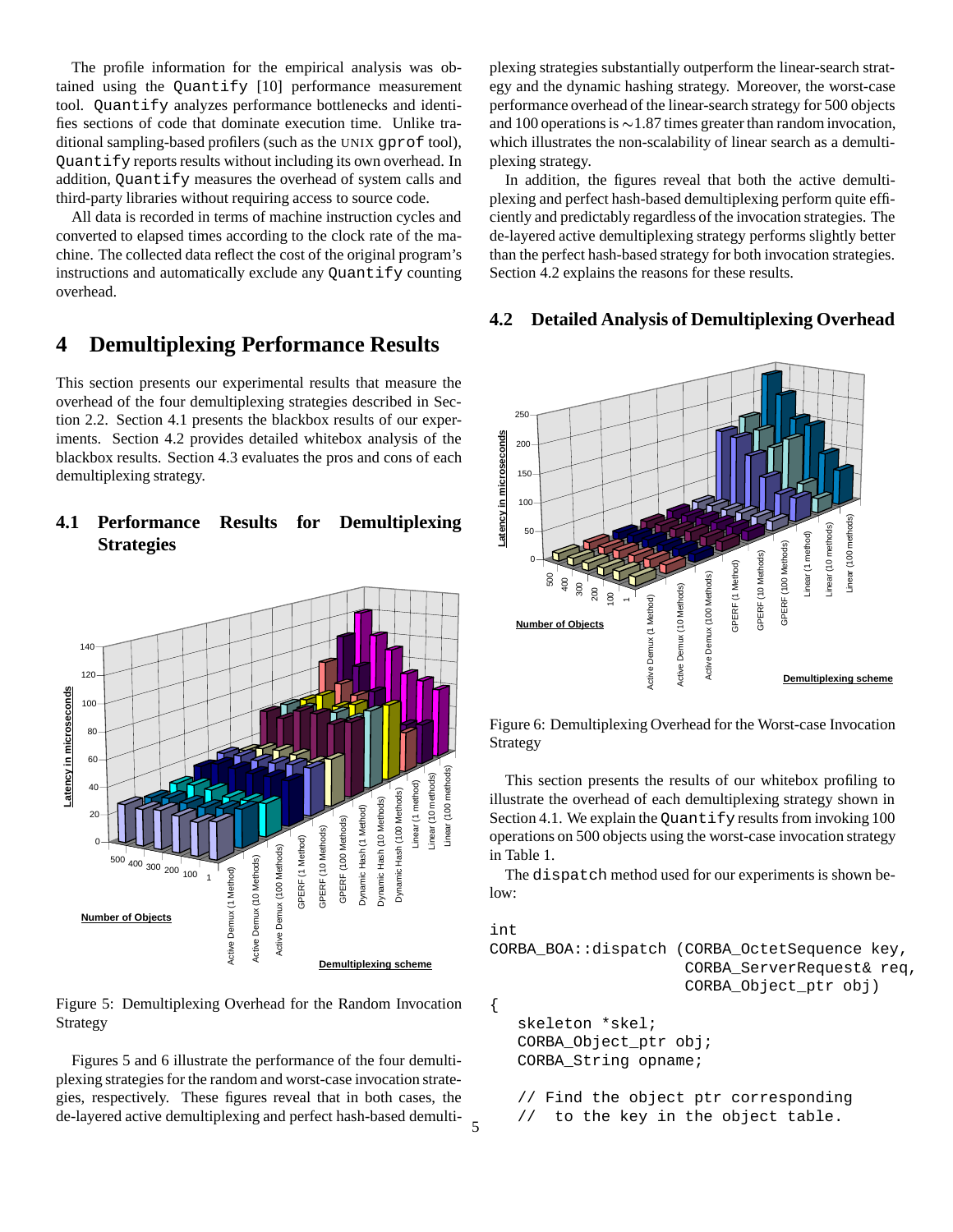The profile information for the empirical analysis was obtained using the Quantify [10] performance measurement tool. Quantify analyzes performance bottlenecks and identifies sections of code that dominate execution time. Unlike traditional sampling-based profilers (such as the UNIX gprof tool), Quantify reports results without including its own overhead. In addition, Quantify measures the overhead of system calls and third-party libraries without requiring access to source code.

All data is recorded in terms of machine instruction cycles and converted to elapsed times according to the clock rate of the machine. The collected data reflect the cost of the original program's instructions and automatically exclude any Quantify counting overhead.

# 4 Demultiplexing Performance Results

This section presents our experimental results that measure the overhead of the four demultiplexing strategies described in Section 2.2. Section 4.1 presents the blackbox results of our experiments. Section 4.2 provides detailed whitebox analysis of the blackbox results. Section 4.3 evaluates the pros and cons of each demultiplexing strategy.

## 4.1 Performance Results for Demultiplexing Strategies

Figure 5: Demultiplexing Overhead for the Random Invocation Strategy

Figures 5 and 6 illustrate the performance of the four demultiplexing strategies for the random and worst-case invocation strategies, respectively. These figures reveal that in both cases, the de-layered active demultiplexing and perfect hash-based demultiplexing strategies substantially outperform the linear-search strategy and the dynamic hashing strategy. Moreover, the worst-case performance overhead of the linear-search strategy for 500 objects and 100 operations is $\sim$1.87 times greater than random invocation, which illustrates the non-scalability of linear search as a demultiplexing strategy.

In addition, the figures reveal that both the active demultiplexing and perfect hash-based demultiplexing perform quite efficiently and predictably regardless of the invocation strategies. The de-layered active demultiplexing strategy performs slightly better than the perfect hash-based strategy for both invocation strategies. Section 4.2 explains the reasons for these results.

## 4.2 Detailed Analysis of Demultiplexing Overhead

Figure 6: Demultiplexing Overhead for the Worst-case Invocation Strategy

This section presents the results of our whitebox profiling to illustrate the overhead of each demultiplexing strategy shown in Section 4.1. We explain the Quantify results from invoking 100 operations on 500 objects using the worst-case invocation strategy in Table 1.

The dispatch method used for our experiments is shown below:

```
int
CORBA_BOA::dispatch (CORBA_OctetSequence key,
                     CORBA_ServerRequest& req,
                     CORBA_Object_ptr obj)
{
   skeleton *skel;
   CORBA_Object_ptr obj;
   CORBA_String opname;

   // Find the object ptr corresponding
   //  to the key in the object table.
```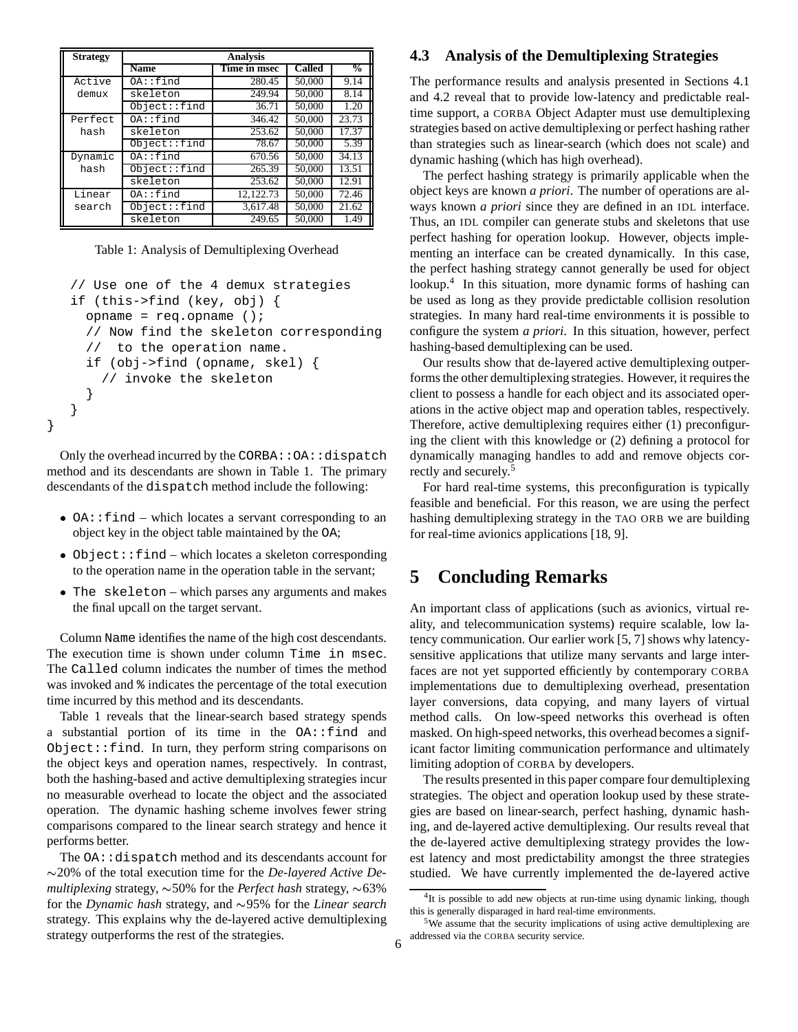| Strategy | Analysis | | | |
|---|---|---|---|---|
| | Name | Time in msec | Called | % |
| Active demux | OA::find | 280.45 | 50,000 | 9.14 |
| | skeleton | 249.94 | 50,000 | 8.14 |
| | Object::find | 36.71 | 50,000 | 1.20 |
| Perfect hash | OA::find | 346.42 | 50,000 | 23.73 |
| | skeleton | 253.62 | 50,000 | 17.37 |
| | Object::find | 78.67 | 50,000 | 5.39 |
| Dynamic hash | OA::find | 670.56 | 50,000 | 34.13 |
| | Object::find | 265.39 | 50,000 | 13.51 |
| | skeleton | 253.62 | 50,000 | 12.91 |
| Linear search | OA::find | 12,122.73 | 50,000 | 72.46 |
| | Object::find | 3,617.48 | 50,000 | 21.62 |
| | skeleton | 249.65 | 50,000 | 1.49 |

Table 1: Analysis of Demultiplexing Overhead

```
  // Use one of the 4 demux strategies
  if (this->find (key, obj) {
    opname = req.opname ();
    // Now find the skeleton corresponding
    //  to the operation name.
    if (obj->find (opname, skel) {
      // invoke the skeleton
    }
  }
}
```

Only the overhead incurred by the CORBA::OA::dispatch method and its descendants are shown in Table 1. The primary descendants of the dispatch method include the following:

- OA::find – which locates a servant corresponding to an object key in the object table maintained by the OA;
- Object::find – which locates a skeleton corresponding to the operation name in the operation table in the servant;
- The skeleton – which parses any arguments and makes the final upcall on the target servant.

Column Name identifies the name of the high cost descendants. The execution time is shown under column Time in msec. The Called column indicates the number of times the method was invoked and % indicates the percentage of the total execution time incurred by this method and its descendants.

Table 1 reveals that the linear-search based strategy spends a substantial portion of its time in the OA::find and Object::find. In turn, they perform string comparisons on the object keys and operation names, respectively. In contrast, both the hashing-based and active demultiplexing strategies incur no measurable overhead to locate the object and the associated operation. The dynamic hashing scheme involves fewer string comparisons compared to the linear search strategy and hence it performs better.

The OA::dispatch method and its descendants account for ∼20% of the total execution time for the *De-layered Active Demultiplexing* strategy, ∼50% for the *Perfect hash* strategy, ∼63% for the *Dynamic hash* strategy, and ∼95% for the *Linear search* strategy. This explains why the de-layered active demultiplexing strategy outperforms the rest of the strategies.

### 4.3 Analysis of the Demultiplexing Strategies

The performance results and analysis presented in Sections 4.1 and 4.2 reveal that to provide low-latency and predictable real-time support, a CORBA Object Adapter must use demultiplexing strategies based on active demultiplexing or perfect hashing rather than strategies such as linear-search (which does not scale) and dynamic hashing (which has high overhead).

The perfect hashing strategy is primarily applicable when the object keys are known *a priori*. The number of operations are always known *a priori* since they are defined in an IDL interface. Thus, an IDL compiler can generate stubs and skeletons that use perfect hashing for operation lookup. However, objects implementing an interface can be created dynamically. In this case, the perfect hashing strategy cannot generally be used for object lookup.[4] In this situation, more dynamic forms of hashing can be used as long as they provide predictable collision resolution strategies. In many hard real-time environments it is possible to configure the system *a priori*. In this situation, however, perfect hashing-based demultiplexing can be used.

Our results show that de-layered active demultiplexing outperforms the other demultiplexing strategies. However, it requires the client to possess a handle for each object and its associated operations in the active object map and operation tables, respectively. Therefore, active demultiplexing requires either (1) preconfiguring the client with this knowledge or (2) defining a protocol for dynamically managing handles to add and remove objects correctly and securely.[5]

For hard real-time systems, this preconfiguration is typically feasible and beneficial. For this reason, we are using the perfect hashing demultiplexing strategy in the TAO ORB we are building for real-time avionics applications [18, 9].

## 5 Concluding Remarks

An important class of applications (such as avionics, virtual reality, and telecommunication systems) require scalable, low latency communication. Our earlier work [5, 7] shows why latency-sensitive applications that utilize many servants and large interfaces are not yet supported efficiently by contemporary CORBA implementations due to demultiplexing overhead, presentation layer conversions, data copying, and many layers of virtual method calls. On low-speed networks this overhead is often masked. On high-speed networks, this overhead becomes a significant factor limiting communication performance and ultimately limiting adoption of CORBA by developers.

The results presented in this paper compare four demultiplexing strategies. The object and operation lookup used by these strategies are based on linear-search, perfect hashing, dynamic hashing, and de-layered active demultiplexing. Our results reveal that the de-layered active demultiplexing strategy provides the lowest latency and most predictability amongst the three strategies studied. We have currently implemented the de-layered active

[4] It is possible to add new objects at run-time using dynamic linking, though this is generally disparaged in hard real-time environments.

[5] We assume that the security implications of using active demultiplexing are addressed via the CORBA security service.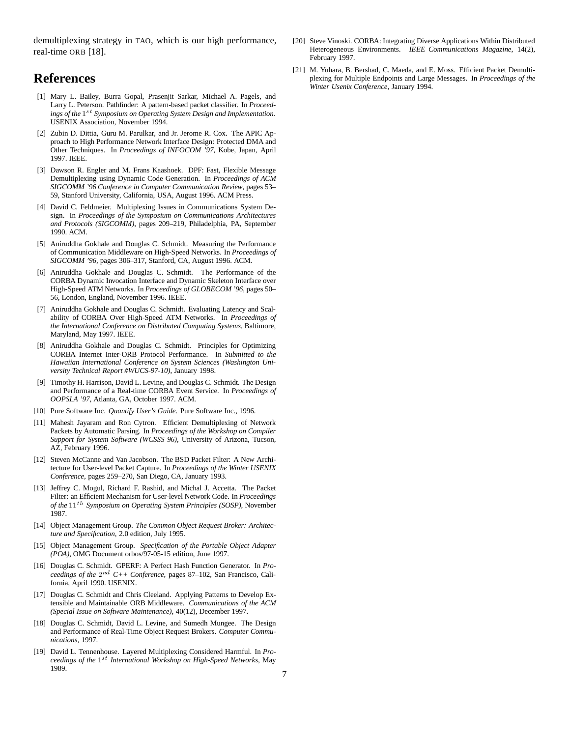demultiplexing strategy in TAO, which is our high performance, real-time ORB [18].

# References

[1] Mary L. Bailey, Burra Gopal, Prasenjit Sarkar, Michael A. Pagels, and Larry L. Peterson. Pathfinder: A pattern-based packet classifier. In *Proceedings of the* $1^{st}$ *Symposium on Operating System Design and Implementation*. USENIX Association, November 1994.

[2] Zubin D. Dittia, Guru M. Parulkar, and Jr. Jerome R. Cox. The APIC Approach to High Performance Network Interface Design: Protected DMA and Other Techniques. In *Proceedings of INFOCOM '97*, Kobe, Japan, April 1997. IEEE.

[3] Dawson R. Engler and M. Frans Kaashoek. DPF: Fast, Flexible Message Demultiplexing using Dynamic Code Generation. In *Proceedings of ACM SIGCOMM '96 Conference in Computer Communication Review*, pages 53–59, Stanford University, California, USA, August 1996. ACM Press.

[4] David C. Feldmeier. Multiplexing Issues in Communications System Design. In *Proceedings of the Symposium on Communications Architectures and Protocols (SIGCOMM)*, pages 209–219, Philadelphia, PA, September 1990. ACM.

[5] Aniruddha Gokhale and Douglas C. Schmidt. Measuring the Performance of Communication Middleware on High-Speed Networks. In *Proceedings of SIGCOMM '96*, pages 306–317, Stanford, CA, August 1996. ACM.

[6] Aniruddha Gokhale and Douglas C. Schmidt. The Performance of the CORBA Dynamic Invocation Interface and Dynamic Skeleton Interface over High-Speed ATM Networks. In *Proceedings of GLOBECOM '96*, pages 50–56, London, England, November 1996. IEEE.

[7] Aniruddha Gokhale and Douglas C. Schmidt. Evaluating Latency and Scalability of CORBA Over High-Speed ATM Networks. In *Proceedings of the International Conference on Distributed Computing Systems*, Baltimore, Maryland, May 1997. IEEE.

[8] Aniruddha Gokhale and Douglas C. Schmidt. Principles for Optimizing CORBA Internet Inter-ORB Protocol Performance. In *Submitted to the Hawaiian International Conference on System Sciences (Washington University Technical Report #WUCS-97-10)*, January 1998.

[9] Timothy H. Harrison, David L. Levine, and Douglas C. Schmidt. The Design and Performance of a Real-time CORBA Event Service. In *Proceedings of OOPSLA '97*, Atlanta, GA, October 1997. ACM.

[10] Pure Software Inc. *Quantify User's Guide*. Pure Software Inc., 1996.

[11] Mahesh Jayaram and Ron Cytron. Efficient Demultiplexing of Network Packets by Automatic Parsing. In *Proceedings of the Workshop on Compiler Support for System Software (WCSSS 96)*, University of Arizona, Tucson, AZ, February 1996.

[12] Steven McCanne and Van Jacobson. The BSD Packet Filter: A New Architecture for User-level Packet Capture. In *Proceedings of the Winter USENIX Conference*, pages 259–270, San Diego, CA, January 1993.

[13] Jeffrey C. Mogul, Richard F. Rashid, and Michal J. Accetta. The Packet Filter: an Efficient Mechanism for User-level Network Code. In *Proceedings of the* $11^{th}$ *Symposium on Operating System Principles (SOSP)*, November 1987.

[14] Object Management Group. *The Common Object Request Broker: Architecture and Specification*, 2.0 edition, July 1995.

[15] Object Management Group. *Specification of the Portable Object Adapter (POA)*, OMG Document orbos/97-05-15 edition, June 1997.

[16] Douglas C. Schmidt. GPERF: A Perfect Hash Function Generator. In *Proceedings of the* $2^{nd}$ *C++ Conference*, pages 87–102, San Francisco, California, April 1990. USENIX.

[17] Douglas C. Schmidt and Chris Cleeland. Applying Patterns to Develop Extensible and Maintainable ORB Middleware. *Communications of the ACM (Special Issue on Software Maintenance)*, 40(12), December 1997.

[18] Douglas C. Schmidt, David L. Levine, and Sumedh Mungee. The Design and Performance of Real-Time Object Request Brokers. *Computer Communications*, 1997.

[19] David L. Tennenhouse. Layered Multiplexing Considered Harmful. In *Proceedings of the* $1^{st}$ *International Workshop on High-Speed Networks*, May 1989.

[20] Steve Vinoski. CORBA: Integrating Diverse Applications Within Distributed Heterogeneous Environments. *IEEE Communications Magazine*, 14(2), February 1997.

[21] M. Yuhara, B. Bershad, C. Maeda, and E. Moss. Efficient Packet Demultiplexing for Multiple Endpoints and Large Messages. In *Proceedings of the Winter Usenix Conference*, January 1994.